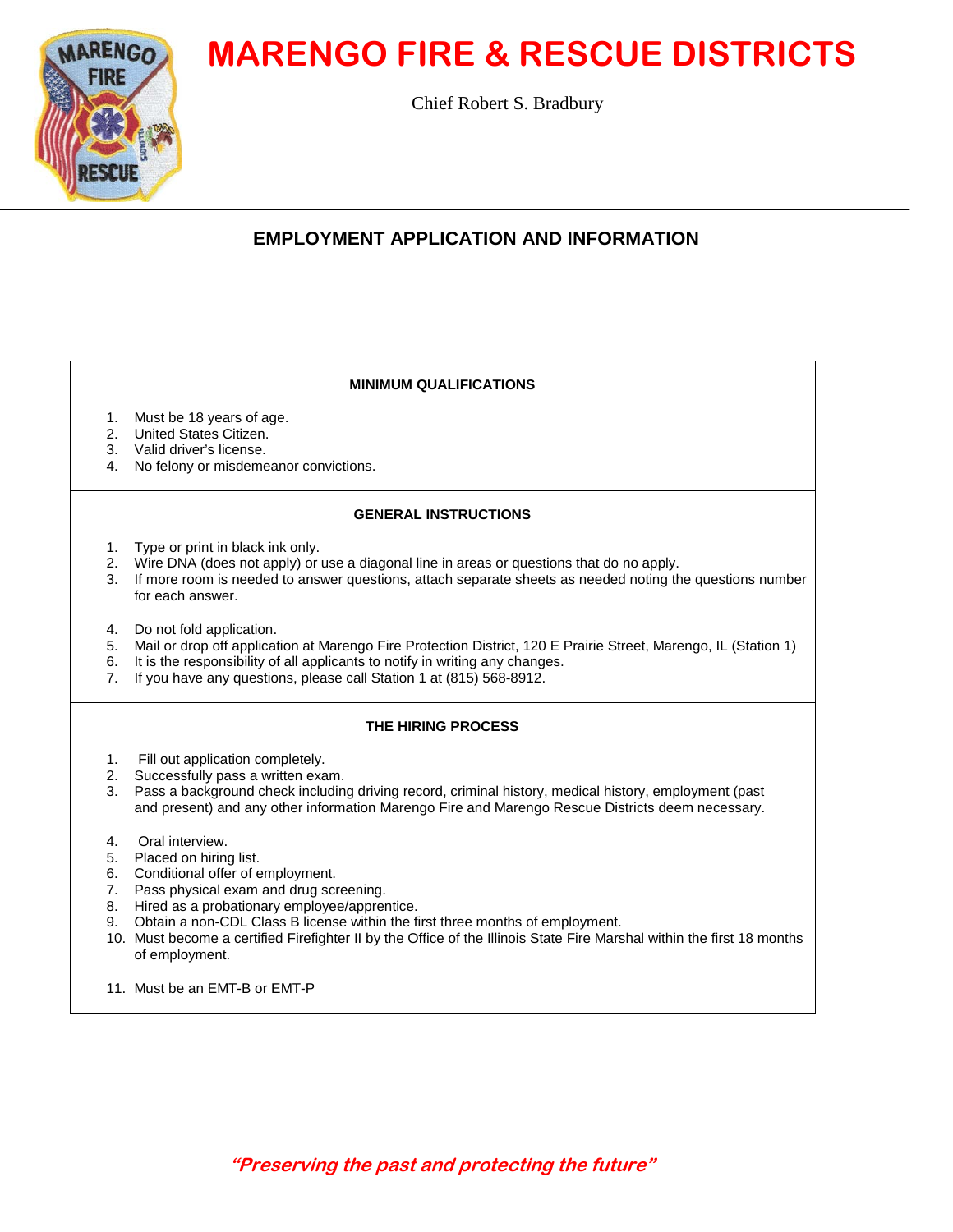# MARENGO FIRE & RESCUE DISTRICTS

Chief Robert S. Bradbury

## EMPLOYMENT APPLICATION AND INFORMATION

### MINIMUM QUALIFICATIONS

1. Must be 18 years of age.
2. United States Citizen.
3. Valid driver's license.
4. No felony or misdemeanor convictions.

### GENERAL INSTRUCTIONS

1. Type or print in black ink only.
2. Wire DNA (does not apply) or use a diagonal line in areas or questions that do no apply.
3. If more room is needed to answer questions, attach separate sheets as needed noting the questions number for each answer.
4. Do not fold application.
5. Mail or drop off application at Marengo Fire Protection District, 120 E Prairie Street, Marengo, IL (Station 1)
6. It is the responsibility of all applicants to notify in writing any changes.
7. If you have any questions, please call Station 1 at (815) 568-8912.

### THE HIRING PROCESS

1. Fill out application completely.
2. Successfully pass a written exam.
3. Pass a background check including driving record, criminal history, medical history, employment (past and present) and any other information Marengo Fire and Marengo Rescue Districts deem necessary.
4. Oral interview.
5. Placed on hiring list.
6. Conditional offer of employment.
7. Pass physical exam and drug screening.
8. Hired as a probationary employee/apprentice.
9. Obtain a non-CDL Class B license within the first three months of employment.
10. Must become a certified Firefighter II by the Office of the Illinois State Fire Marshal within the first 18 months of employment.
11. Must be an EMT-B or EMT-P

*"Preserving the past and protecting the future"*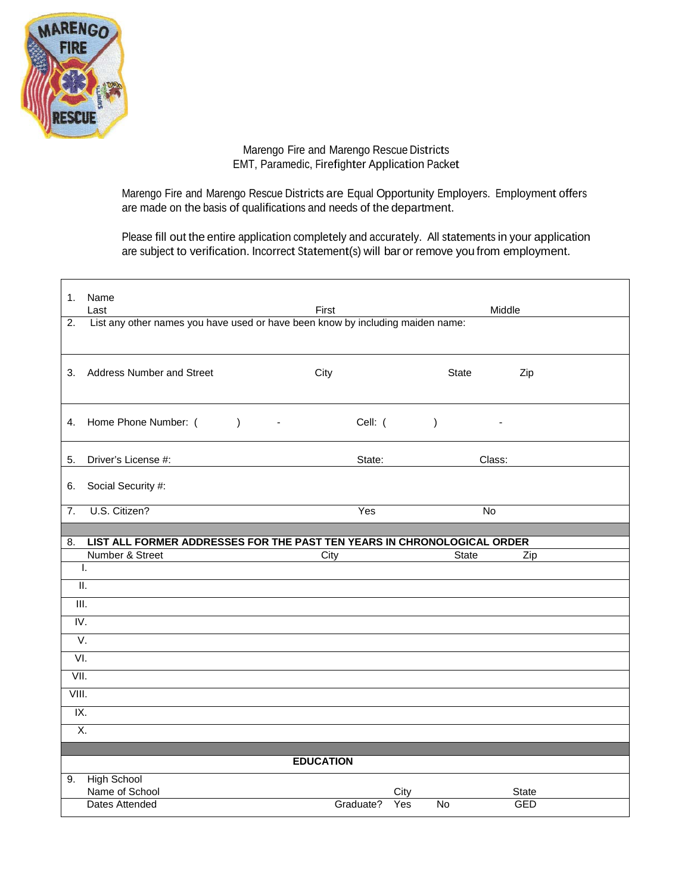Marengo Fire and Marengo Rescue Districts
EMT, Paramedic, Firefighter Application Packet

Marengo Fire and Marengo Rescue Districts are Equal Opportunity Employers. Employment offers are made on the basis of qualifications and needs of the department.

Please fill out the entire application completely and accurately. All statements in your application are subject to verification. Incorrect Statement(s) will bar or remove you from employment.

| | | | | |
|---|---|---|---|---|
| 1. | Name<br>Last | First | Middle | |
| 2. | List any other names you have used or have been know by including maiden name: | | | |
| 3. | Address Number and Street | City | State | Zip |
| 4. | Home Phone Number: ( ) - | Cell: ( ) - | | |
| 5. | Driver's License #: | State: | Class: | |
| 6. | Social Security #: | | | |
| 7. | U.S. Citizen? | Yes | No | |

| | | | | |
|---|---|---|---|---|
| 8. | **LIST ALL FORMER ADDRESSES FOR THE PAST TEN YEARS IN CHRONOLOGICAL ORDER** | | | |
| | Number & Street | City | State | Zip |
| I. | | | | |
| II. | | | | |
| III. | | | | |
| IV. | | | | |
| V. | | | | |
| VI. | | | | |
| VII. | | | | |
| VIII. | | | | |
| IX. | | | | |
| X. | | | | |

**EDUCATION**

| | | | | | | |
|---|---|---|---|---|---|---|
| 9. | High School<br>Name of School | | City | | State | |
| | Dates Attended | Graduate? | Yes | No | GED | |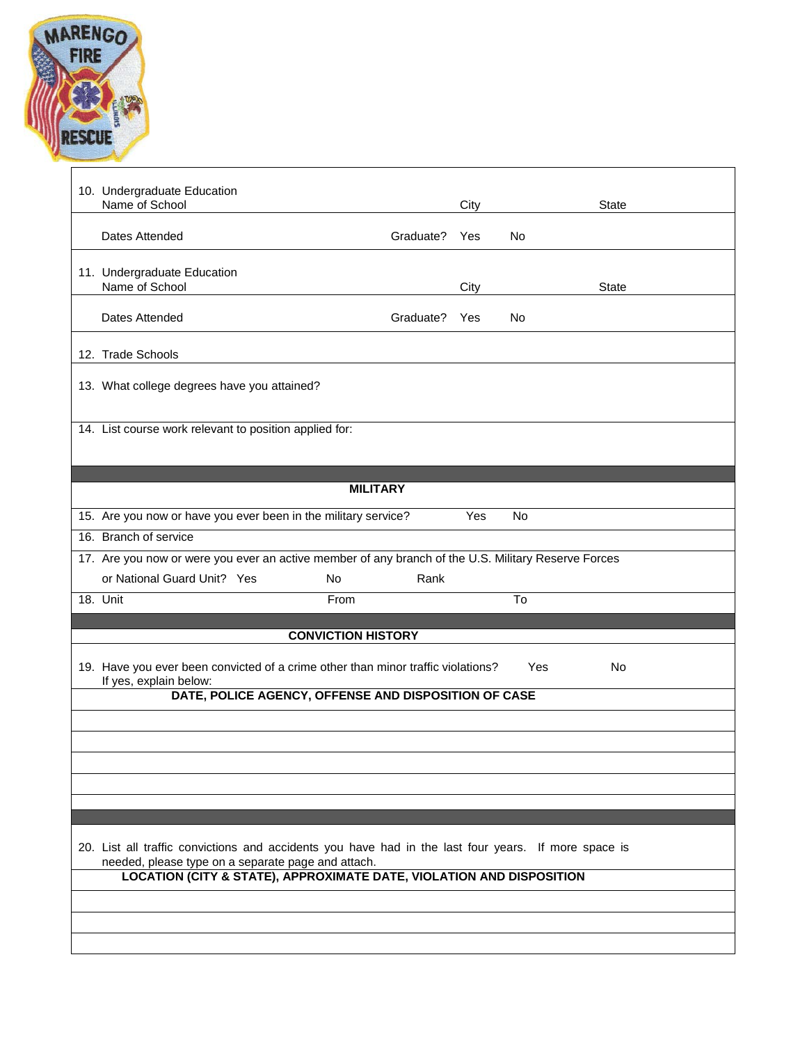10. Undergraduate Education
    Name of School                City                State

    Dates Attended                Graduate?  Yes    No

11. Undergraduate Education
    Name of School                City                State

    Dates Attended                Graduate?  Yes    No

12. Trade Schools

13. What college degrees have you attained?

14. List course work relevant to position applied for:

## MILITARY

15. Are you now or have you ever been in the military service?    Yes    No

16. Branch of service

17. Are you now or were you ever an active member of any branch of the U.S. Military Reserve Forces or National Guard Unit?  Yes    No    Rank

18. Unit    From    To

## CONVICTION HISTORY

19. Have you ever been convicted of a crime other than minor traffic violations?    Yes    No
    If yes, explain below:

| DATE, POLICE AGENCY, OFFENSE AND DISPOSITION OF CASE |
|---|
| |
| |
| |
| |
| |

20. List all traffic convictions and accidents you have had in the last four years. If more space is needed, please type on a separate page and attach.

| LOCATION (CITY & STATE), APPROXIMATE DATE, VIOLATION AND DISPOSITION |
|---|
| |
| |
| |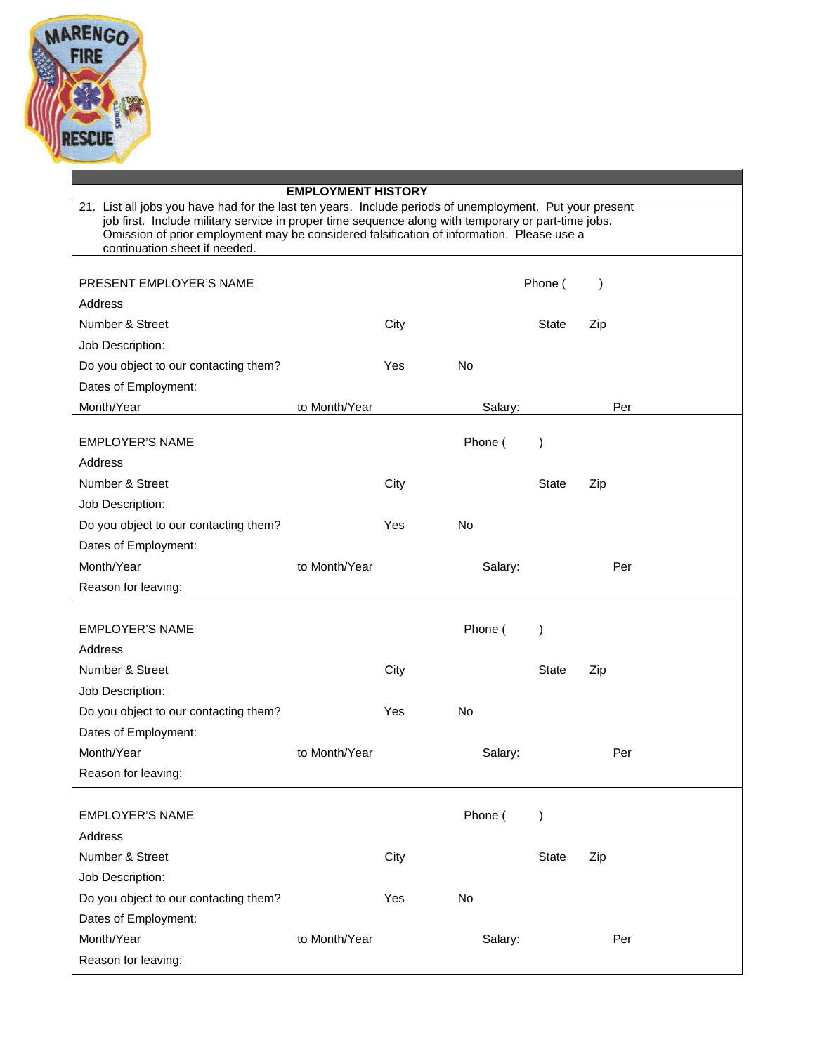## EMPLOYMENT HISTORY

21. List all jobs you have had for the last ten years. Include periods of unemployment. Put your present job first. Include military service in proper time sequence along with temporary or part-time jobs. Omission of prior employment may be considered falsification of information. Please use a continuation sheet if needed.

---

PRESENT EMPLOYER'S NAME Phone ( )

Address

Number & Street City State Zip

Job Description:

Do you object to our contacting them? Yes No

Dates of Employment:

Month/Year to Month/Year Salary: Per

---

EMPLOYER'S NAME Phone ( )

Address

Number & Street City State Zip

Job Description:

Do you object to our contacting them? Yes No

Dates of Employment:

Month/Year to Month/Year Salary: Per

Reason for leaving:

---

EMPLOYER'S NAME Phone ( )

Address

Number & Street City State Zip

Job Description:

Do you object to our contacting them? Yes No

Dates of Employment:

Month/Year to Month/Year Salary: Per

Reason for leaving:

---

EMPLOYER'S NAME Phone ( )

Address

Number & Street City State Zip

Job Description:

Do you object to our contacting them? Yes No

Dates of Employment:

Month/Year to Month/Year Salary: Per

Reason for leaving: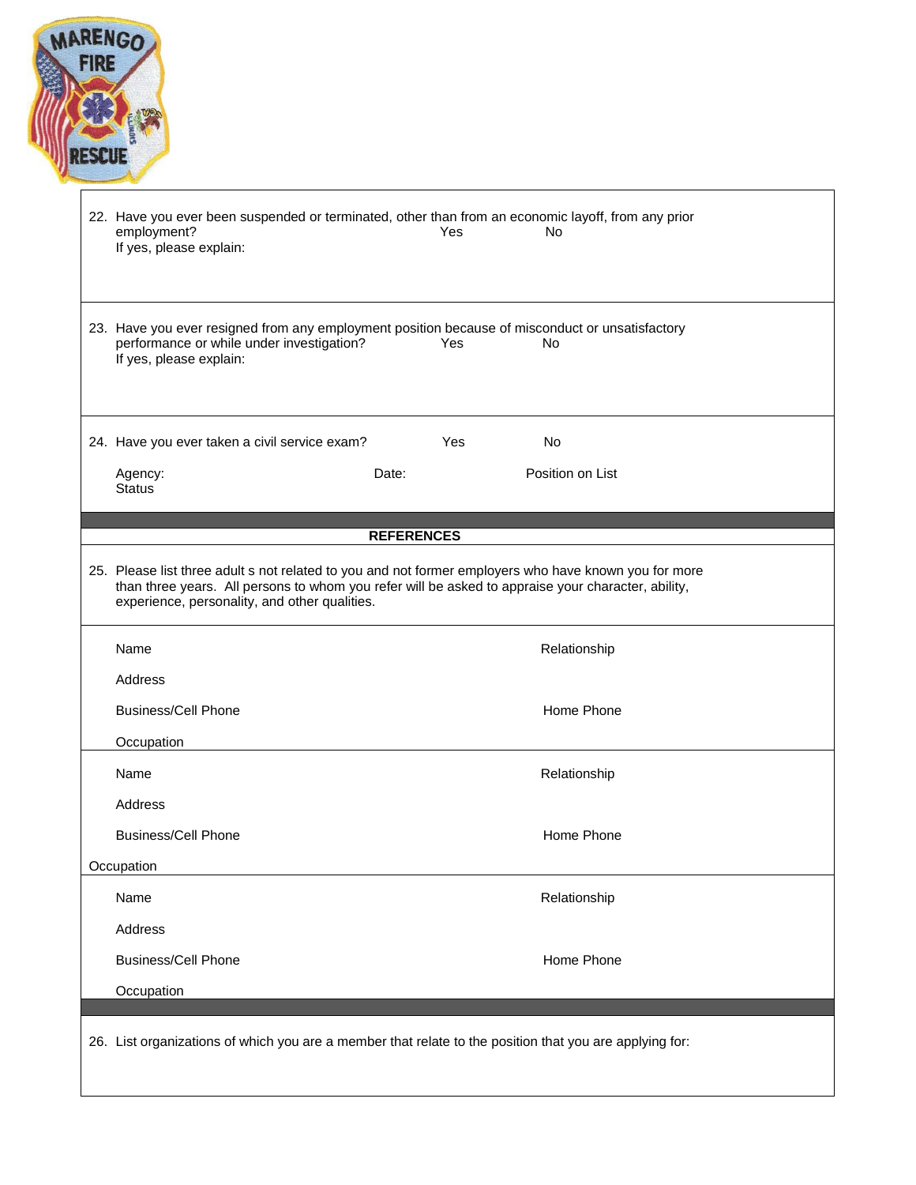22. Have you ever been suspended or terminated, other than from an economic layoff, from any prior employment? Yes No
    If yes, please explain:

23. Have you ever resigned from any employment position because of misconduct or unsatisfactory performance or while under investigation? Yes No
    If yes, please explain:

24. Have you ever taken a civil service exam? Yes No

    Agency: Date: Position on List
    Status

**REFERENCES**

25. Please list three adult s not related to you and not former employers who have known you for more than three years. All persons to whom you refer will be asked to appraise your character, ability, experience, personality, and other qualities.

Name Relationship

Address

Business/Cell Phone Home Phone

Occupation

Name Relationship

Address

Business/Cell Phone Home Phone

Occupation

Name Relationship

Address

Business/Cell Phone Home Phone

Occupation

26. List organizations of which you are a member that relate to the position that you are applying for: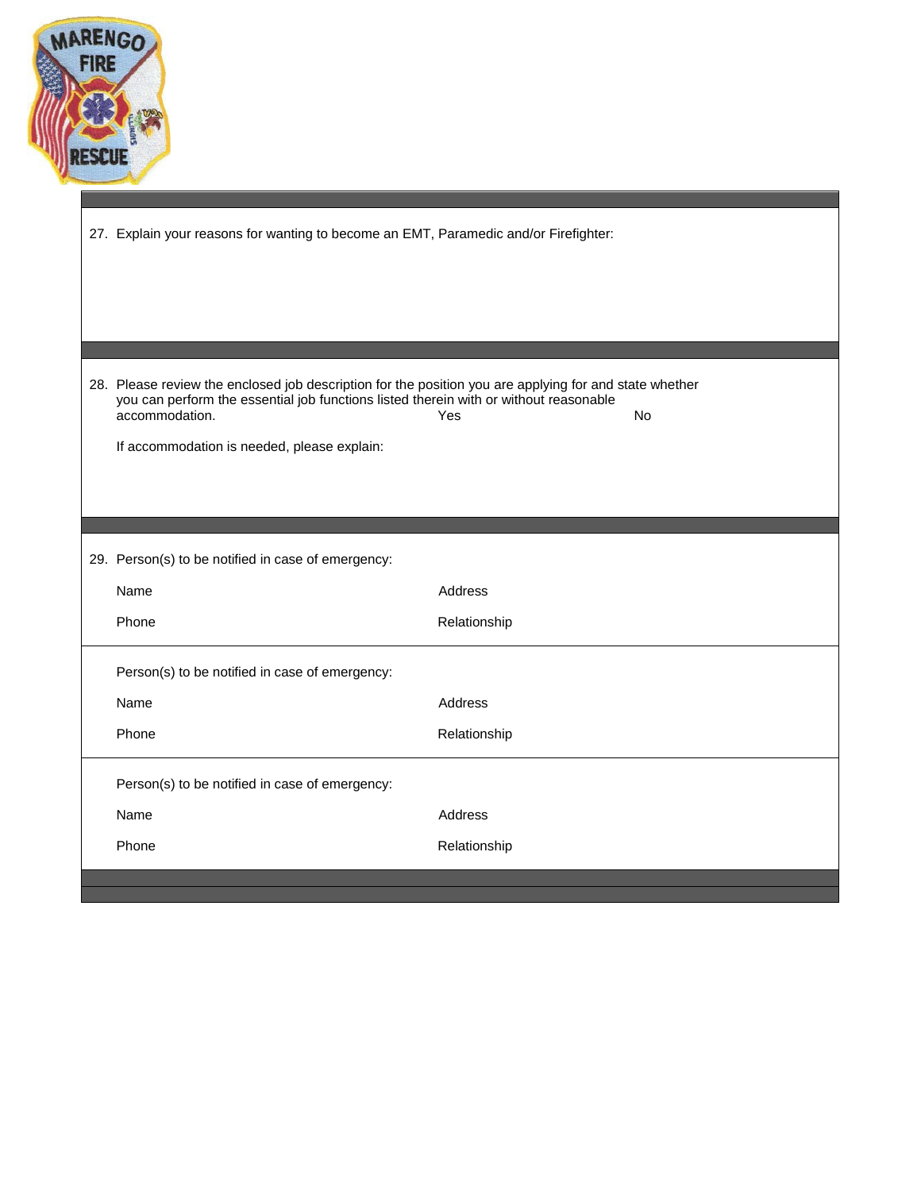27. Explain your reasons for wanting to become an EMT, Paramedic and/or Firefighter:

28. Please review the enclosed job description for the position you are applying for and state whether you can perform the essential job functions listed therein with or without reasonable accommodation. Yes No

If accommodation is needed, please explain:

29. Person(s) to be notified in case of emergency:

Name Address

Phone Relationship

Person(s) to be notified in case of emergency:

Name Address

Phone Relationship

Person(s) to be notified in case of emergency:

Name Address

Phone Relationship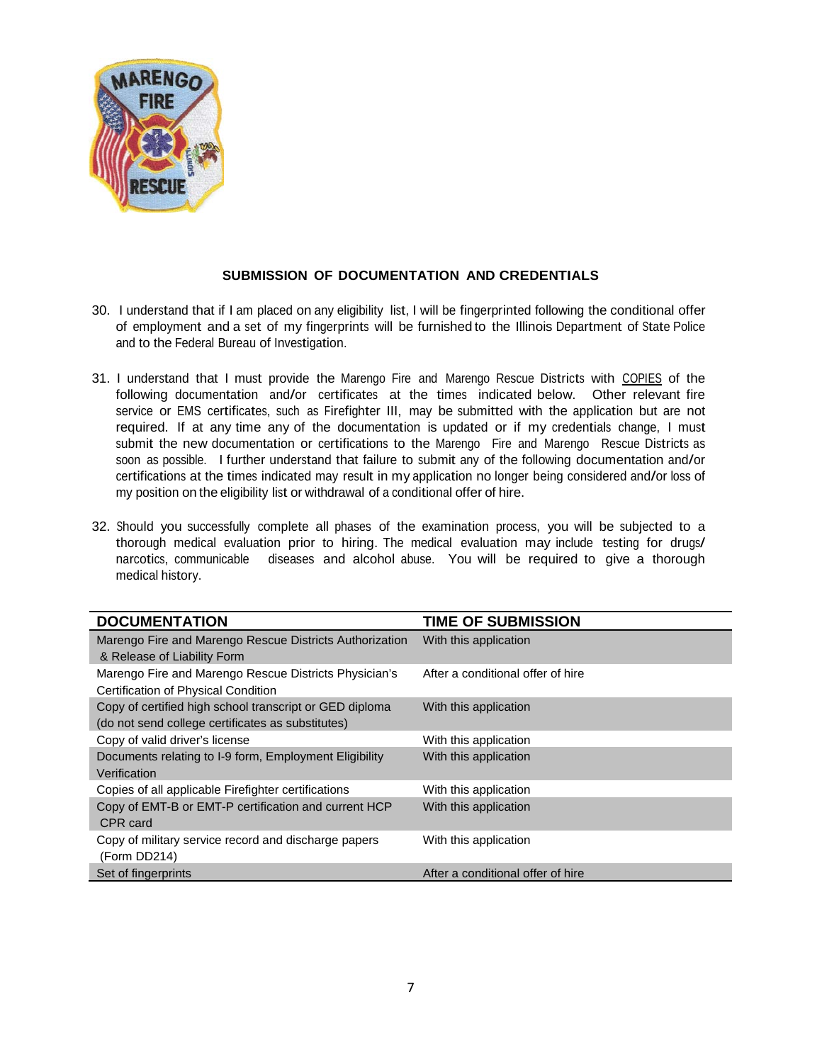## SUBMISSION OF DOCUMENTATION AND CREDENTIALS

30. I understand that if I am placed on any eligibility list, I will be fingerprinted following the conditional offer of employment and a set of my fingerprints will be furnished to the Illinois Department of State Police and to the Federal Bureau of Investigation.

31. I understand that I must provide the Marengo Fire and Marengo Rescue Districts with COPIES of the following documentation and/or certificates at the times indicated below. Other relevant fire service or EMS certificates, such as Firefighter III, may be submitted with the application but are not required. If at any time any of the documentation is updated or if my credentials change, I must submit the new documentation or certifications to the Marengo Fire and Marengo Rescue Districts as soon as possible. I further understand that failure to submit any of the following documentation and/or certifications at the times indicated may result in my application no longer being considered and/or loss of my position on the eligibility list or withdrawal of a conditional offer of hire.

32. Should you successfully complete all phases of the examination process, you will be subjected to a thorough medical evaluation prior to hiring. The medical evaluation may include testing for drugs/ narcotics, communicable diseases and alcohol abuse. You will be required to give a thorough medical history.

| DOCUMENTATION | TIME OF SUBMISSION |
|---|---|
| Marengo Fire and Marengo Rescue Districts Authorization & Release of Liability Form | With this application |
| Marengo Fire and Marengo Rescue Districts Physician's Certification of Physical Condition | After a conditional offer of hire |
| Copy of certified high school transcript or GED diploma (do not send college certificates as substitutes) | With this application |
| Copy of valid driver's license | With this application |
| Documents relating to I-9 form, Employment Eligibility Verification | With this application |
| Copies of all applicable Firefighter certifications | With this application |
| Copy of EMT-B or EMT-P certification and current HCP CPR card | With this application |
| Copy of military service record and discharge papers (Form DD214) | With this application |
| Set of fingerprints | After a conditional offer of hire |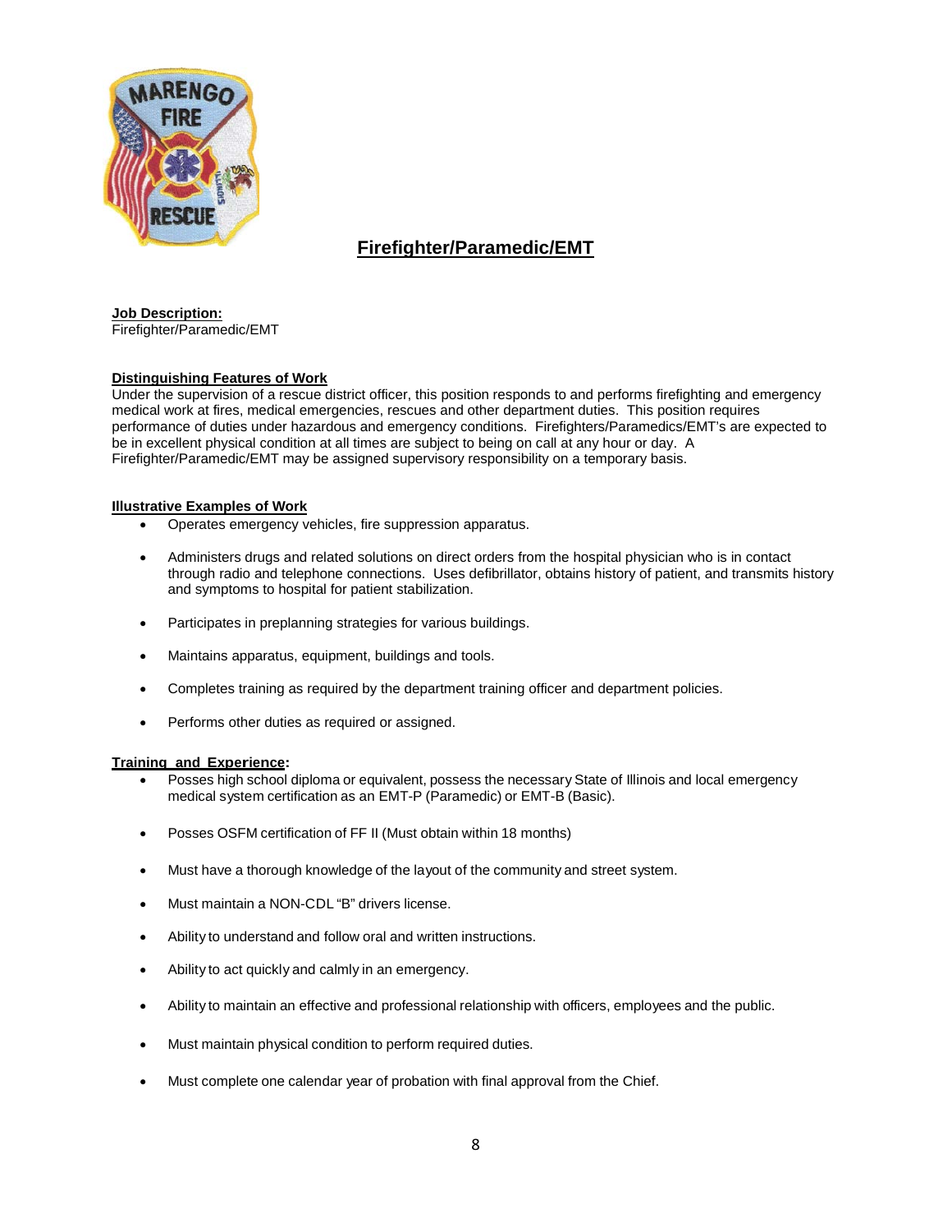## Firefighter/Paramedic/EMT

**Job Description:**
Firefighter/Paramedic/EMT

**Distinguishing Features of Work**
Under the supervision of a rescue district officer, this position responds to and performs firefighting and emergency medical work at fires, medical emergencies, rescues and other department duties. This position requires performance of duties under hazardous and emergency conditions. Firefighters/Paramedics/EMT's are expected to be in excellent physical condition at all times are subject to being on call at any hour or day. A Firefighter/Paramedic/EMT may be assigned supervisory responsibility on a temporary basis.

**Illustrative Examples of Work**

- Operates emergency vehicles, fire suppression apparatus.
- Administers drugs and related solutions on direct orders from the hospital physician who is in contact through radio and telephone connections. Uses defibrillator, obtains history of patient, and transmits history and symptoms to hospital for patient stabilization.
- Participates in preplanning strategies for various buildings.
- Maintains apparatus, equipment, buildings and tools.
- Completes training as required by the department training officer and department policies.
- Performs other duties as required or assigned.

**Training and Experience:**

- Posses high school diploma or equivalent, possess the necessary State of Illinois and local emergency medical system certification as an EMT-P (Paramedic) or EMT-B (Basic).
- Posses OSFM certification of FF II (Must obtain within 18 months)
- Must have a thorough knowledge of the layout of the community and street system.
- Must maintain a NON-CDL "B" drivers license.
- Ability to understand and follow oral and written instructions.
- Ability to act quickly and calmly in an emergency.
- Ability to maintain an effective and professional relationship with officers, employees and the public.
- Must maintain physical condition to perform required duties.
- Must complete one calendar year of probation with final approval from the Chief.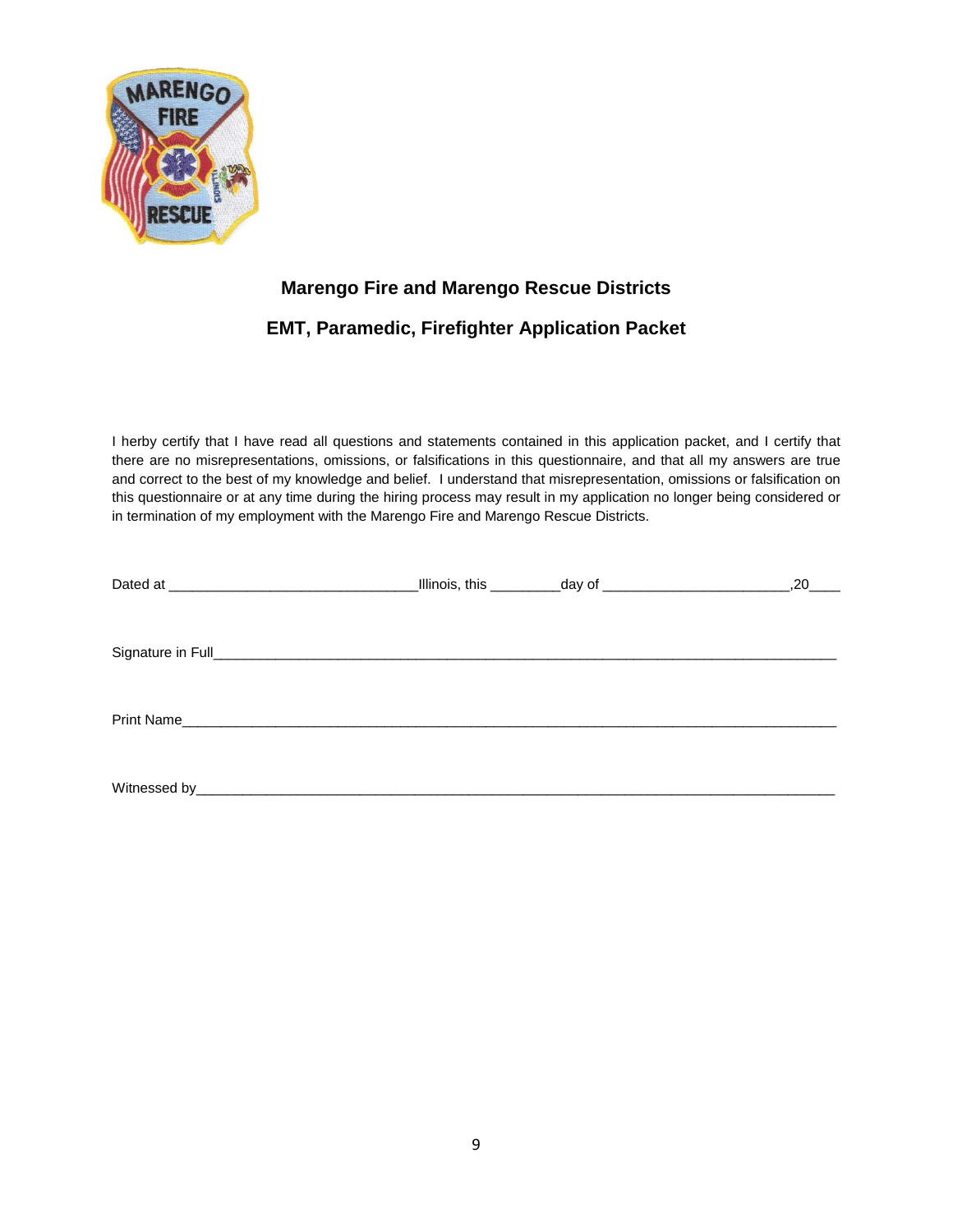## Marengo Fire and Marengo Rescue Districts

## EMT, Paramedic, Firefighter Application Packet

I herby certify that I have read all questions and statements contained in this application packet, and I certify that there are no misrepresentations, omissions, or falsifications in this questionnaire, and that all my answers are true and correct to the best of my knowledge and belief. I understand that misrepresentation, omissions or falsification on this questionnaire or at any time during the hiring process may result in my application no longer being considered or in termination of my employment with the Marengo Fire and Marengo Rescue Districts.

Dated at ________________________________Illinois, this _________day of ________________________,20____

Signature in Full_______________________________________________________________________________

Print Name____________________________________________________________________________________

Witnessed by__________________________________________________________________________________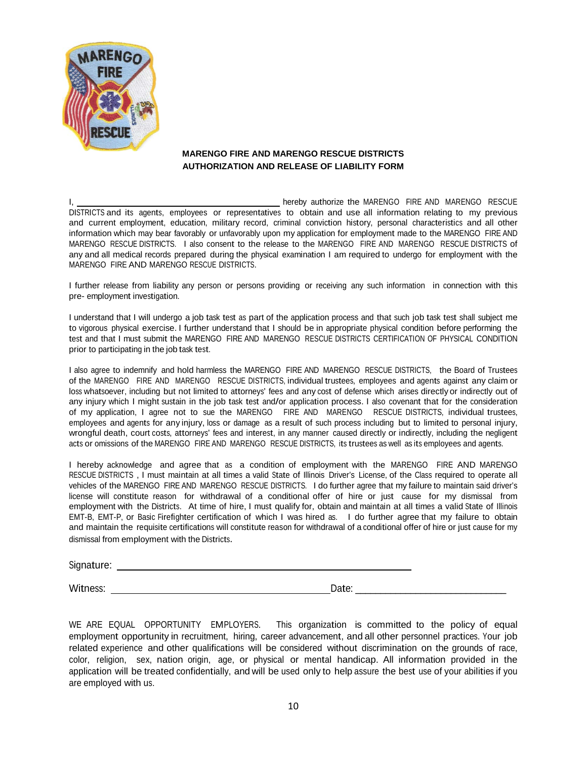## MARENGO FIRE AND MARENGO RESCUE DISTRICTS AUTHORIZATION AND RELEASE OF LIABILITY FORM

I, ________________________________________ hereby authorize the MARENGO FIRE AND MARENGO RESCUE DISTRICTS and its agents, employees or representatives to obtain and use all information relating to my previous and current employment, education, military record, criminal conviction history, personal characteristics and all other information which may bear favorably or unfavorably upon my application for employment made to the MARENGO FIRE AND MARENGO RESCUE DISTRICTS. I also consent to the release to the MARENGO FIRE AND MARENGO RESCUE DISTRICTS of any and all medical records prepared during the physical examination I am required to undergo for employment with the MARENGO FIRE AND MARENGO RESCUE DISTRICTS.

I further release from liability any person or persons providing or receiving any such information in connection with this pre- employment investigation.

I understand that I will undergo a job task test as part of the application process and that such job task test shall subject me to vigorous physical exercise. I further understand that I should be in appropriate physical condition before performing the test and that I must submit the MARENGO FIRE AND MARENGO RESCUE DISTRICTS CERTIFICATION OF PHYSICAL CONDITION prior to participating in the job task test.

I also agree to indemnify and hold harmless the MARENGO FIRE AND MARENGO RESCUE DISTRICTS, the Board of Trustees of the MARENGO FIRE AND MARENGO RESCUE DISTRICTS, individual trustees, employees and agents against any claim or loss whatsoever, including but not limited to attorneys' fees and any cost of defense which arises directly or indirectly out of any injury which I might sustain in the job task test and/or application process. I also covenant that for the consideration of my application, I agree not to sue the MARENGO FIRE AND MARENGO RESCUE DISTRICTS, individual trustees, employees and agents for any injury, loss or damage as a result of such process including but to limited to personal injury, wrongful death, court costs, attorneys' fees and interest, in any manner caused directly or indirectly, including the negligent acts or omissions of the MARENGO FIRE AND MARENGO RESCUE DISTRICTS, its trustees as well as its employees and agents.

I hereby acknowledge and agree that as a condition of employment with the MARENGO FIRE AND MARENGO RESCUE DISTRICTS , I must maintain at all times a valid State of Illinois Driver's License, of the Class required to operate all vehicles of the MARENGO FIRE AND MARENGO RESCUE DISTRICTS. I do further agree that my failure to maintain said driver's license will constitute reason for withdrawal of a conditional offer of hire or just cause for my dismissal from employment with the Districts. At time of hire, I must qualify for, obtain and maintain at all times a valid State of Illinois EMT-B, EMT-P, or Basic Firefighter certification of which I was hired as. I do further agree that my failure to obtain and maintain the requisite certifications will constitute reason for withdrawal of a conditional offer of hire or just cause for my dismissal from employment with the Districts.

Signature: ________________________________________

Witness: ________________________________ Date: ____________________

WE ARE EQUAL OPPORTUNITY EMPLOYERS. This organization is committed to the policy of equal employment opportunity in recruitment, hiring, career advancement, and all other personnel practices. Your job related experience and other qualifications will be considered without discrimination on the grounds of race, color, religion, sex, nation origin, age, or physical or mental handicap. All information provided in the application will be treated confidentially, and will be used only to help assure the best use of your abilities if you are employed with us.